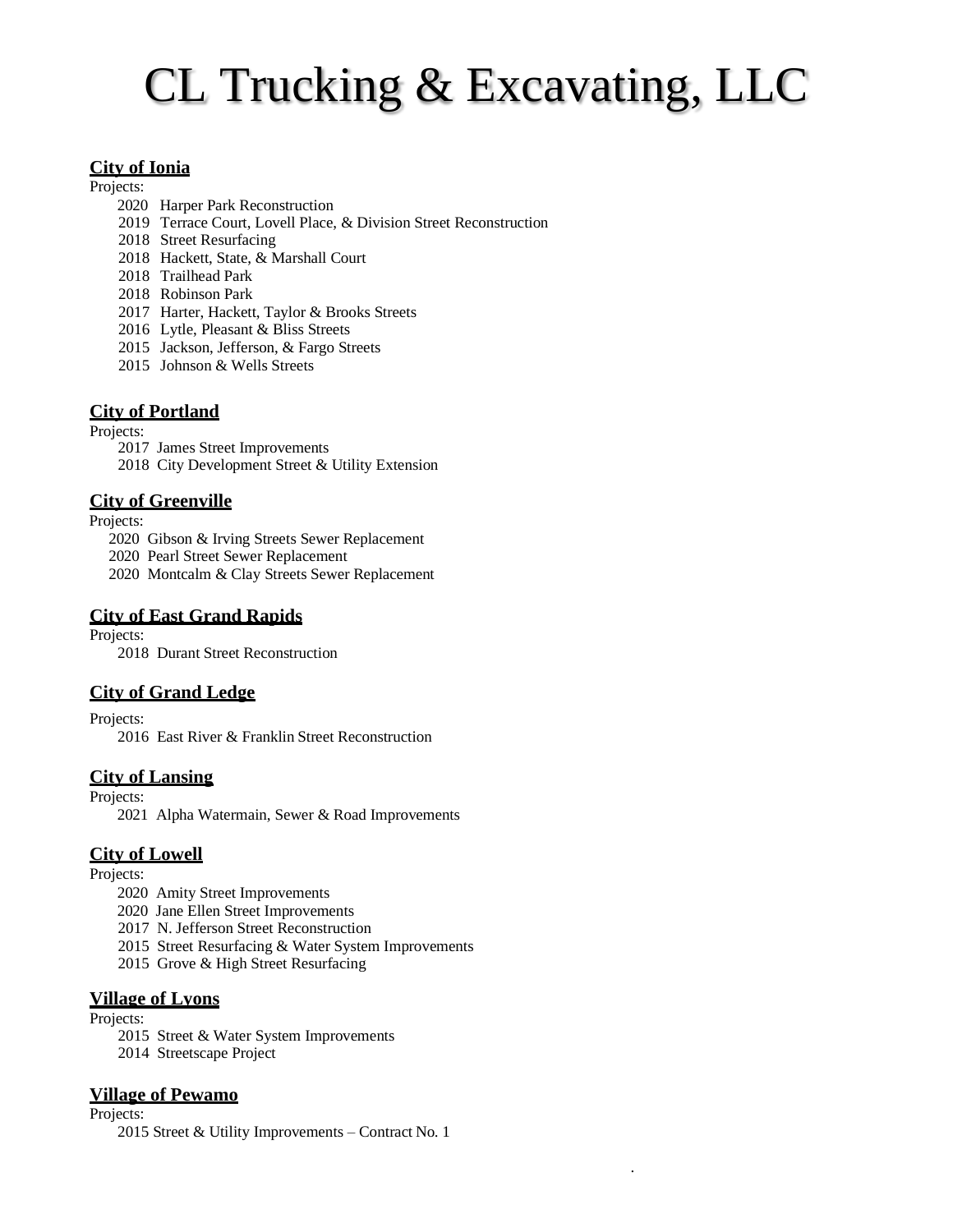# CL Trucking & Excavating, LLC

**City of Ionia**

Projects:

- 2020 Harper Park Reconstruction
- 2019 Terrace Court, Lovell Place, & Division Street Reconstruction
- 2018 Street Resurfacing
- 2018 Hackett, State, & Marshall Court
- 2018 Trailhead Park
- 2018 Robinson Park
- 2017 Harter, Hackett, Taylor & Brooks Streets
- 2016 Lytle, Pleasant & Bliss Streets
- 2015 Jackson, Jefferson, & Fargo Streets
- 2015 Johnson & Wells Streets

**City of Portland**

Projects:

- 2017 James Street Improvements
- 2018 City Development Street & Utility Extension

**City of Greenville**

Projects:

- 2020 Gibson & Irving Streets Sewer Replacement
- 2020 Pearl Street Sewer Replacement
- 2020 Montcalm & Clay Streets Sewer Replacement

**City of East Grand Rapids**

Projects:

- 2018 Durant Street Reconstruction

**City of Grand Ledge**

Projects:

- 2016 East River & Franklin Street Reconstruction

**City of Lansing**

Projects:

- 2021 Alpha Watermain, Sewer & Road Improvements

**City of Lowell**

Projects:

- 2020 Amity Street Improvements
- 2020 Jane Ellen Street Improvements
- 2017 N. Jefferson Street Reconstruction
- 2015 Street Resurfacing & Water System Improvements
- 2015 Grove & High Street Resurfacing

**Village of Lyons**

Projects:

- 2015 Street & Water System Improvements
- 2014 Streetscape Project

**Village of Pewamo**

Projects:

- 2015 Street & Utility Improvements – Contract No. 1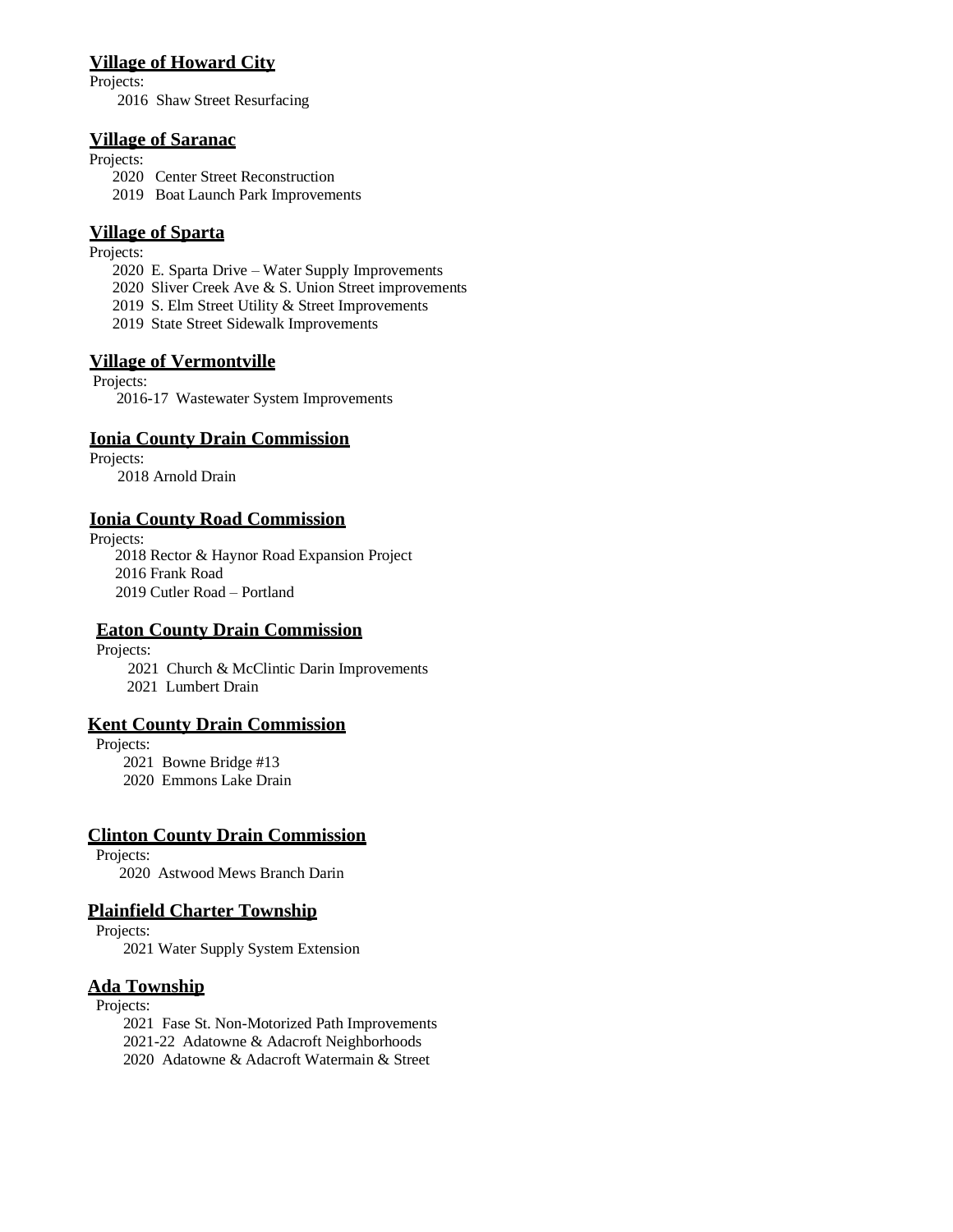**Village of Howard City**

Projects:

2016 Shaw Street Resurfacing

**Village of Saranac**

Projects:

2020 Center Street Reconstruction
2019 Boat Launch Park Improvements

**Village of Sparta**

Projects:

2020 E. Sparta Drive – Water Supply Improvements
2020 Sliver Creek Ave & S. Union Street improvements
2019 S. Elm Street Utility & Street Improvements
2019 State Street Sidewalk Improvements

**Village of Vermontville**

Projects:

2016-17 Wastewater System Improvements

**Ionia County Drain Commission**

Projects:

2018 Arnold Drain

**Ionia County Road Commission**

Projects:

2018 Rector & Haynor Road Expansion Project
2016 Frank Road
2019 Cutler Road – Portland

**Eaton County Drain Commission**

Projects:

2021 Church & McClintic Darin Improvements
2021 Lumbert Drain

**Kent County Drain Commission**

Projects:

2021 Bowne Bridge #13
2020 Emmons Lake Drain

**Clinton County Drain Commission**

Projects:

2020 Astwood Mews Branch Darin

**Plainfield Charter Township**

Projects:

2021 Water Supply System Extension

**Ada Township**

Projects:

2021 Fase St. Non-Motorized Path Improvements
2021-22 Adatowne & Adacroft Neighborhoods
2020 Adatowne & Adacroft Watermain & Street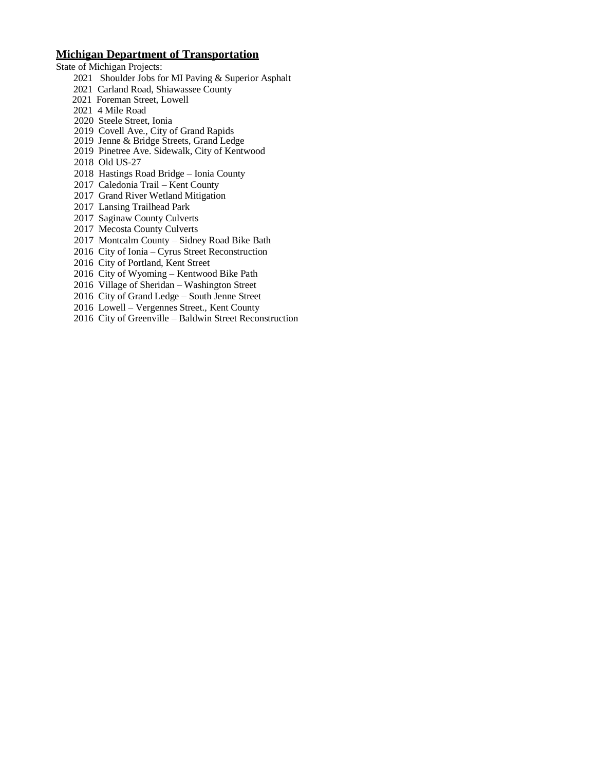## Michigan Department of Transportation

State of Michigan Projects:

- 2021 Shoulder Jobs for MI Paving & Superior Asphalt
- 2021 Carland Road, Shiawassee County
- 2021 Foreman Street, Lowell
- 2021 4 Mile Road
- 2020 Steele Street, Ionia
- 2019 Covell Ave., City of Grand Rapids
- 2019 Jenne & Bridge Streets, Grand Ledge
- 2019 Pinetree Ave. Sidewalk, City of Kentwood
- 2018 Old US-27
- 2018 Hastings Road Bridge – Ionia County
- 2017 Caledonia Trail – Kent County
- 2017 Grand River Wetland Mitigation
- 2017 Lansing Trailhead Park
- 2017 Saginaw County Culverts
- 2017 Mecosta County Culverts
- 2017 Montcalm County – Sidney Road Bike Bath
- 2016 City of Ionia – Cyrus Street Reconstruction
- 2016 City of Portland, Kent Street
- 2016 City of Wyoming – Kentwood Bike Path
- 2016 Village of Sheridan – Washington Street
- 2016 City of Grand Ledge – South Jenne Street
- 2016 Lowell – Vergennes Street., Kent County
- 2016 City of Greenville – Baldwin Street Reconstruction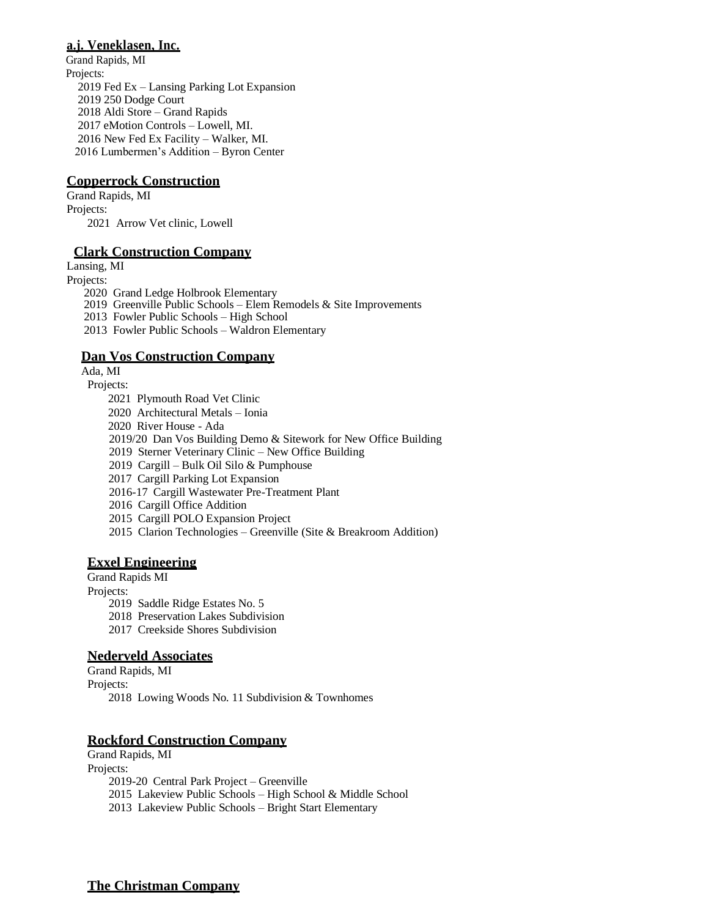**a.j. Veneklasen, Inc.**

Grand Rapids, MI

Projects:

- 2019 Fed Ex – Lansing Parking Lot Expansion
- 2019 250 Dodge Court
- 2018 Aldi Store – Grand Rapids
- 2017 eMotion Controls – Lowell, MI.
- 2016 New Fed Ex Facility – Walker, MI.
- 2016 Lumbermen's Addition – Byron Center

**Copperrock Construction**

Grand Rapids, MI

Projects:

- 2021 Arrow Vet clinic, Lowell

**Clark Construction Company**

Lansing, MI

Projects:

- 2020 Grand Ledge Holbrook Elementary
- 2019 Greenville Public Schools – Elem Remodels & Site Improvements
- 2013 Fowler Public Schools – High School
- 2013 Fowler Public Schools – Waldron Elementary

**Dan Vos Construction Company**

Ada, MI

Projects:

- 2021 Plymouth Road Vet Clinic
- 2020 Architectural Metals – Ionia
- 2020 River House - Ada
- 2019/20 Dan Vos Building Demo & Sitework for New Office Building
- 2019 Sterner Veterinary Clinic – New Office Building
- 2019 Cargill – Bulk Oil Silo & Pumphouse
- 2017 Cargill Parking Lot Expansion
- 2016-17 Cargill Wastewater Pre-Treatment Plant
- 2016 Cargill Office Addition
- 2015 Cargill POLO Expansion Project
- 2015 Clarion Technologies – Greenville (Site & Breakroom Addition)

**Exxel Engineering**

Grand Rapids MI

Projects:

- 2019 Saddle Ridge Estates No. 5
- 2018 Preservation Lakes Subdivision
- 2017 Creekside Shores Subdivision

**Nederveld Associates**

Grand Rapids, MI

Projects:

- 2018 Lowing Woods No. 11 Subdivision & Townhomes

**Rockford Construction Company**

Grand Rapids, MI

Projects:

- 2019-20 Central Park Project – Greenville
- 2015 Lakeview Public Schools – High School & Middle School
- 2013 Lakeview Public Schools – Bright Start Elementary

**The Christman Company**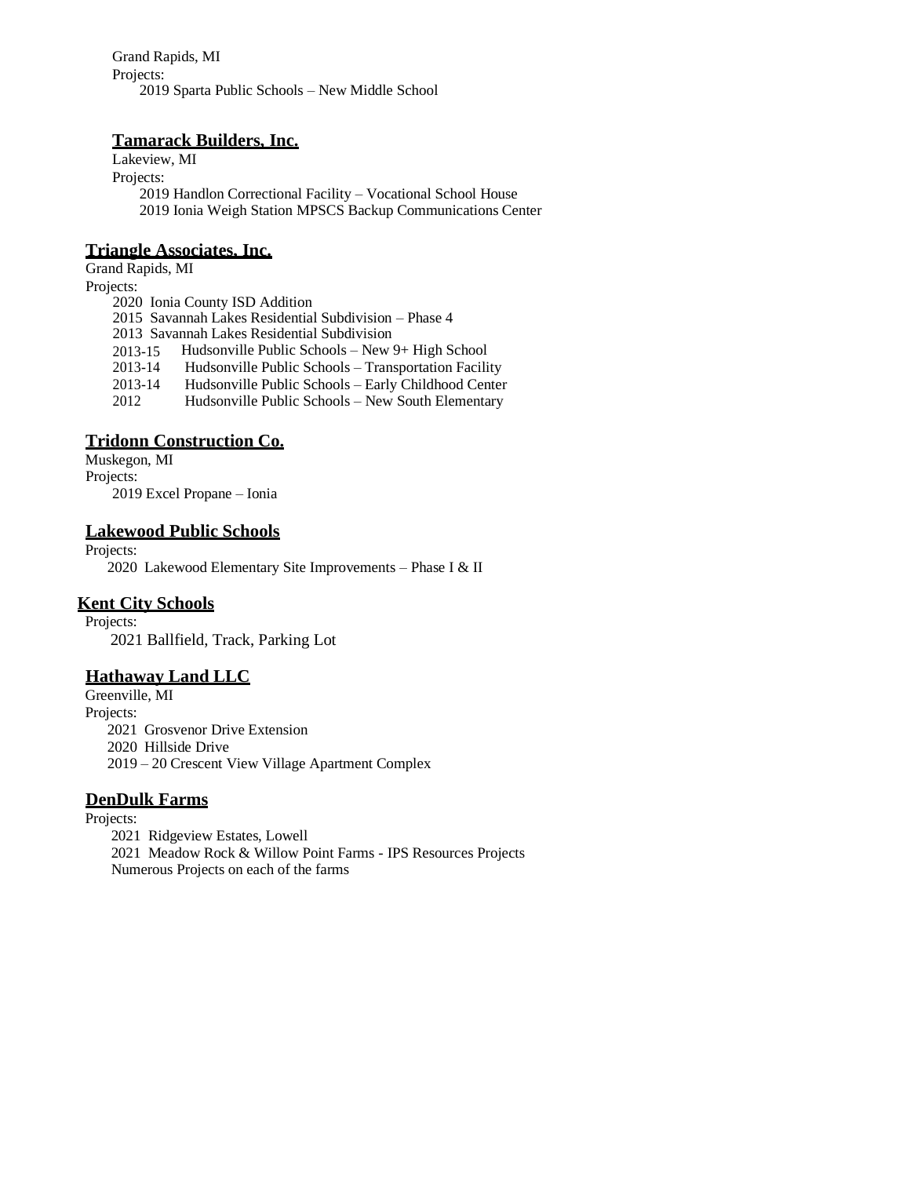Grand Rapids, MI
Projects:
2019 Sparta Public Schools – New Middle School

**Tamarack Builders, Inc.**
Lakeview, MI
Projects:
2019 Handlon Correctional Facility – Vocational School House
2019 Ionia Weigh Station MPSCS Backup Communications Center

**Triangle Associates, Inc.**
Grand Rapids, MI
Projects:
2020 Ionia County ISD Addition
2015 Savannah Lakes Residential Subdivision – Phase 4
2013 Savannah Lakes Residential Subdivision
2013-15 Hudsonville Public Schools – New 9+ High School
2013-14 Hudsonville Public Schools – Transportation Facility
2013-14 Hudsonville Public Schools – Early Childhood Center
2012 Hudsonville Public Schools – New South Elementary

**Tridonn Construction Co.**
Muskegon, MI
Projects:
2019 Excel Propane – Ionia

**Lakewood Public Schools**
Projects:
2020 Lakewood Elementary Site Improvements – Phase I & II

**Kent City Schools**
Projects:
2021 Ballfield, Track, Parking Lot

**Hathaway Land LLC**
Greenville, MI
Projects:
2021 Grosvenor Drive Extension
2020 Hillside Drive
2019 – 20 Crescent View Village Apartment Complex

**DenDulk Farms**
Projects:
2021 Ridgeview Estates, Lowell
2021 Meadow Rock & Willow Point Farms - IPS Resources Projects
Numerous Projects on each of the farms